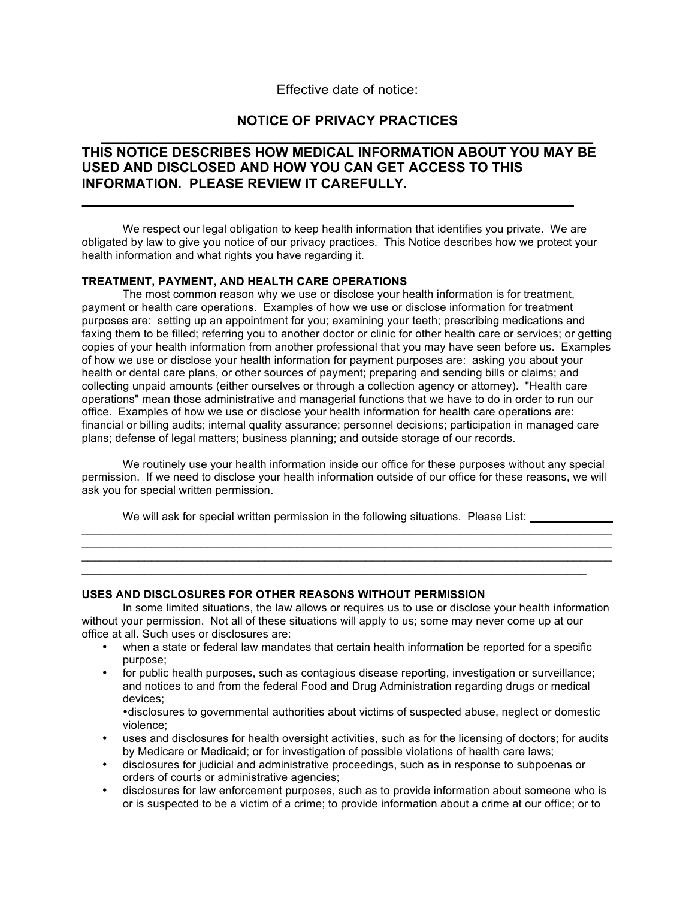Effective date of notice:

## NOTICE OF PRIVACY PRACTICES

---

## THIS NOTICE DESCRIBES HOW MEDICAL INFORMATION ABOUT YOU MAY BE USED AND DISCLOSED AND HOW YOU CAN GET ACCESS TO THIS INFORMATION. PLEASE REVIEW IT CAREFULLY.

---

We respect our legal obligation to keep health information that identifies you private. We are obligated by law to give you notice of our privacy practices. This Notice describes how we protect your health information and what rights you have regarding it.

**TREATMENT, PAYMENT, AND HEALTH CARE OPERATIONS**

The most common reason why we use or disclose your health information is for treatment, payment or health care operations. Examples of how we use or disclose information for treatment purposes are: setting up an appointment for you; examining your teeth; prescribing medications and faxing them to be filled; referring you to another doctor or clinic for other health care or services; or getting copies of your health information from another professional that you may have seen before us. Examples of how we use or disclose your health information for payment purposes are: asking you about your health or dental care plans, or other sources of payment; preparing and sending bills or claims; and collecting unpaid amounts (either ourselves or through a collection agency or attorney). "Health care operations" mean those administrative and managerial functions that we have to do in order to run our office. Examples of how we use or disclose your health information for health care operations are: financial or billing audits; internal quality assurance; personnel decisions; participation in managed care plans; defense of legal matters; business planning; and outside storage of our records.

We routinely use your health information inside our office for these purposes without any special permission. If we need to disclose your health information outside of our office for these reasons, we will ask you for special written permission.

We will ask for special written permission in the following situations. Please List: ______________
____________________________________________________________________________________
____________________________________________________________________________________
____________________________________________________________________________________
____________________________________________________________________________________

**USES AND DISCLOSURES FOR OTHER REASONS WITHOUT PERMISSION**

In some limited situations, the law allows or requires us to use or disclose your health information without your permission. Not all of these situations will apply to us; some may never come up at our office at all. Such uses or disclosures are:

- when a state or federal law mandates that certain health information be reported for a specific purpose;
- for public health purposes, such as contagious disease reporting, investigation or surveillance; and notices to and from the federal Food and Drug Administration regarding drugs or medical devices;
  - disclosures to governmental authorities about victims of suspected abuse, neglect or domestic violence;
- uses and disclosures for health oversight activities, such as for the licensing of doctors; for audits by Medicare or Medicaid; or for investigation of possible violations of health care laws;
- disclosures for judicial and administrative proceedings, such as in response to subpoenas or orders of courts or administrative agencies;
- disclosures for law enforcement purposes, such as to provide information about someone who is or is suspected to be a victim of a crime; to provide information about a crime at our office; or to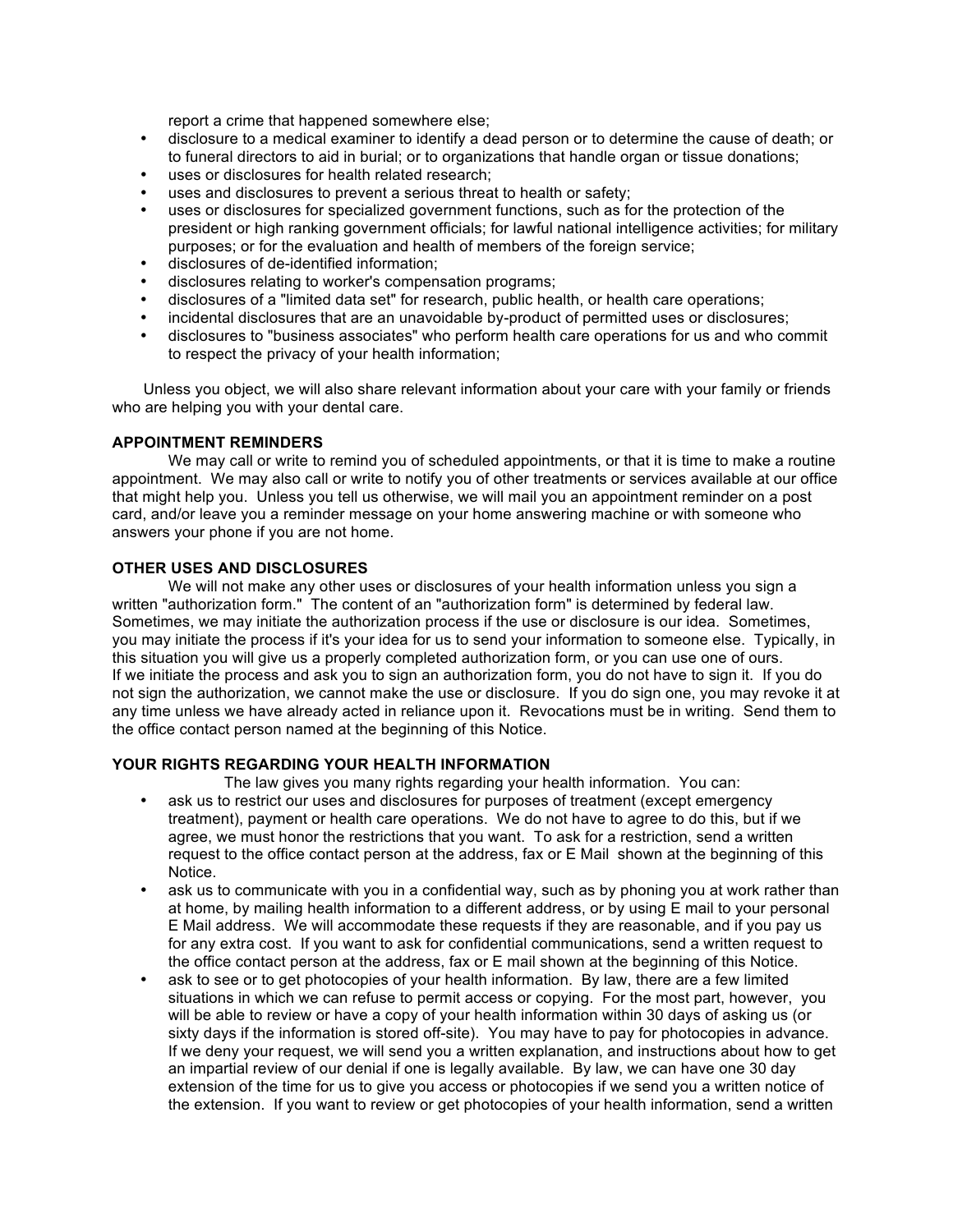report a crime that happened somewhere else;

- disclosure to a medical examiner to identify a dead person or to determine the cause of death; or to funeral directors to aid in burial; or to organizations that handle organ or tissue donations;
- uses or disclosures for health related research;
- uses and disclosures to prevent a serious threat to health or safety;
- uses or disclosures for specialized government functions, such as for the protection of the president or high ranking government officials; for lawful national intelligence activities; for military purposes; or for the evaluation and health of members of the foreign service;
- disclosures of de-identified information;
- disclosures relating to worker's compensation programs;
- disclosures of a "limited data set" for research, public health, or health care operations;
- incidental disclosures that are an unavoidable by-product of permitted uses or disclosures;
- disclosures to "business associates" who perform health care operations for us and who commit to respect the privacy of your health information;

Unless you object, we will also share relevant information about your care with your family or friends who are helping you with your dental care.

**APPOINTMENT REMINDERS**

We may call or write to remind you of scheduled appointments, or that it is time to make a routine appointment. We may also call or write to notify you of other treatments or services available at our office that might help you. Unless you tell us otherwise, we will mail you an appointment reminder on a post card, and/or leave you a reminder message on your home answering machine or with someone who answers your phone if you are not home.

**OTHER USES AND DISCLOSURES**

We will not make any other uses or disclosures of your health information unless you sign a written "authorization form." The content of an "authorization form" is determined by federal law. Sometimes, we may initiate the authorization process if the use or disclosure is our idea. Sometimes, you may initiate the process if it's your idea for us to send your information to someone else. Typically, in this situation you will give us a properly completed authorization form, or you can use one of ours. If we initiate the process and ask you to sign an authorization form, you do not have to sign it. If you do not sign the authorization, we cannot make the use or disclosure. If you do sign one, you may revoke it at any time unless we have already acted in reliance upon it. Revocations must be in writing. Send them to the office contact person named at the beginning of this Notice.

**YOUR RIGHTS REGARDING YOUR HEALTH INFORMATION**

The law gives you many rights regarding your health information. You can:

- ask us to restrict our uses and disclosures for purposes of treatment (except emergency treatment), payment or health care operations. We do not have to agree to do this, but if we agree, we must honor the restrictions that you want. To ask for a restriction, send a written request to the office contact person at the address, fax or E Mail shown at the beginning of this Notice.
- ask us to communicate with you in a confidential way, such as by phoning you at work rather than at home, by mailing health information to a different address, or by using E mail to your personal E Mail address. We will accommodate these requests if they are reasonable, and if you pay us for any extra cost. If you want to ask for confidential communications, send a written request to the office contact person at the address, fax or E mail shown at the beginning of this Notice.
- ask to see or to get photocopies of your health information. By law, there are a few limited situations in which we can refuse to permit access or copying. For the most part, however, you will be able to review or have a copy of your health information within 30 days of asking us (or sixty days if the information is stored off-site). You may have to pay for photocopies in advance. If we deny your request, we will send you a written explanation, and instructions about how to get an impartial review of our denial if one is legally available. By law, we can have one 30 day extension of the time for us to give you access or photocopies if we send you a written notice of the extension. If you want to review or get photocopies of your health information, send a written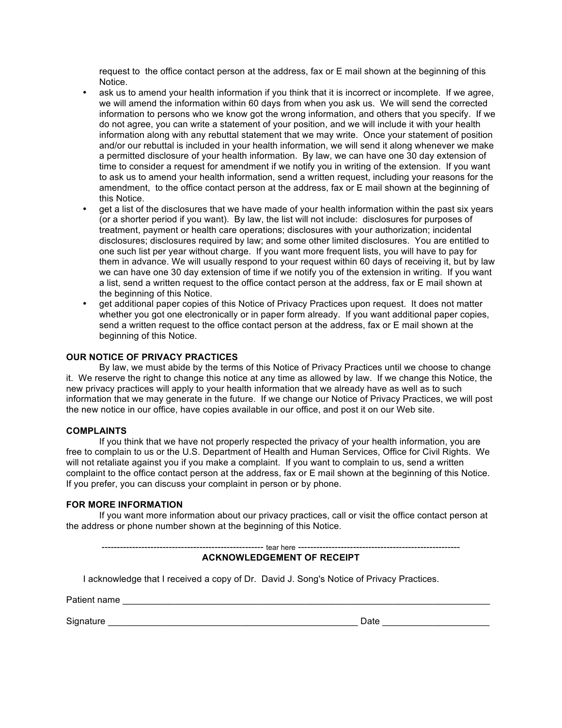request to the office contact person at the address, fax or E mail shown at the beginning of this Notice.

- ask us to amend your health information if you think that it is incorrect or incomplete. If we agree, we will amend the information within 60 days from when you ask us. We will send the corrected information to persons who we know got the wrong information, and others that you specify. If we do not agree, you can write a statement of your position, and we will include it with your health information along with any rebuttal statement that we may write. Once your statement of position and/or our rebuttal is included in your health information, we will send it along whenever we make a permitted disclosure of your health information. By law, we can have one 30 day extension of time to consider a request for amendment if we notify you in writing of the extension. If you want to ask us to amend your health information, send a written request, including your reasons for the amendment, to the office contact person at the address, fax or E mail shown at the beginning of this Notice.
- get a list of the disclosures that we have made of your health information within the past six years (or a shorter period if you want). By law, the list will not include: disclosures for purposes of treatment, payment or health care operations; disclosures with your authorization; incidental disclosures; disclosures required by law; and some other limited disclosures. You are entitled to one such list per year without charge. If you want more frequent lists, you will have to pay for them in advance. We will usually respond to your request within 60 days of receiving it, but by law we can have one 30 day extension of time if we notify you of the extension in writing. If you want a list, send a written request to the office contact person at the address, fax or E mail shown at the beginning of this Notice.
- get additional paper copies of this Notice of Privacy Practices upon request. It does not matter whether you got one electronically or in paper form already. If you want additional paper copies, send a written request to the office contact person at the address, fax or E mail shown at the beginning of this Notice.

**OUR NOTICE OF PRIVACY PRACTICES**

By law, we must abide by the terms of this Notice of Privacy Practices until we choose to change it. We reserve the right to change this notice at any time as allowed by law. If we change this Notice, the new privacy practices will apply to your health information that we already have as well as to such information that we may generate in the future. If we change our Notice of Privacy Practices, we will post the new notice in our office, have copies available in our office, and post it on our Web site.

**COMPLAINTS**

If you think that we have not properly respected the privacy of your health information, you are free to complain to us or the U.S. Department of Health and Human Services, Office for Civil Rights. We will not retaliate against you if you make a complaint. If you want to complain to us, send a written complaint to the office contact person at the address, fax or E mail shown at the beginning of this Notice. If you prefer, you can discuss your complaint in person or by phone.

**FOR MORE INFORMATION**

If you want more information about our privacy practices, call or visit the office contact person at the address or phone number shown at the beginning of this Notice.

----------------------------------------------------- tear here -----------------------------------------------------

**ACKNOWLEDGEMENT OF RECEIPT**

I acknowledge that I received a copy of Dr. David J. Song's Notice of Privacy Practices.

Patient name ________________________________________________________________________

Signature _______________________________________________ Date ____________________